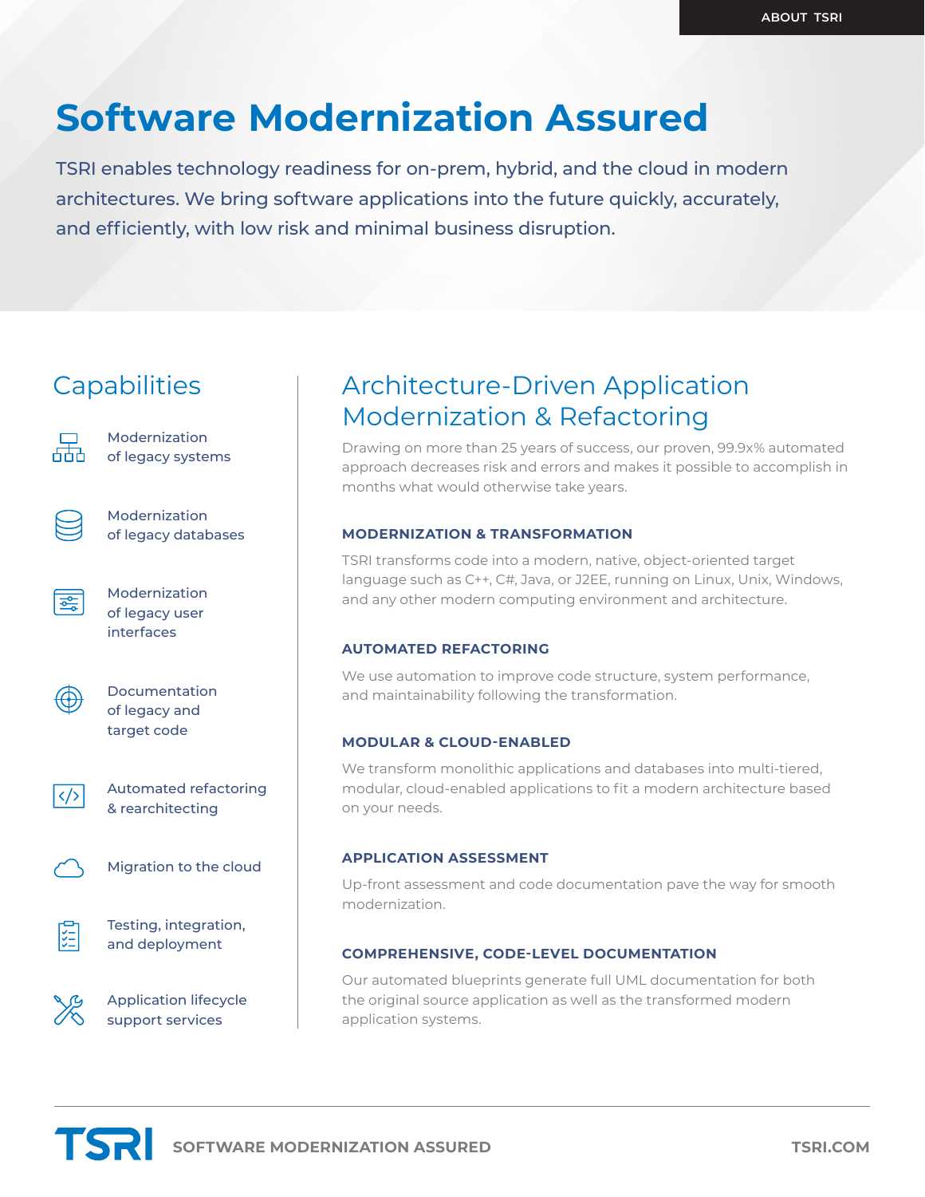ABOUT TSRI

# Software Modernization Assured

TSRI enables technology readiness for on-prem, hybrid, and the cloud in modern architectures. We bring software applications into the future quickly, accurately, and efficiently, with low risk and minimal business disruption.

## Capabilities

- Modernization of legacy systems
- Modernization of legacy databases
- Modernization of legacy user interfaces
- Documentation of legacy and target code
- Automated refactoring & rearchitecting
- Migration to the cloud
- Testing, integration, and deployment
- Application lifecycle support services

## Architecture-Driven Application Modernization & Refactoring

Drawing on more than 25 years of success, our proven, 99.9x% automated approach decreases risk and errors and makes it possible to accomplish in months what would otherwise take years.

### MODERNIZATION & TRANSFORMATION

TSRI transforms code into a modern, native, object-oriented target language such as C++, C#, Java, or J2EE, running on Linux, Unix, Windows, and any other modern computing environment and architecture.

### AUTOMATED REFACTORING

We use automation to improve code structure, system performance, and maintainability following the transformation.

### MODULAR & CLOUD-ENABLED

We transform monolithic applications and databases into multi-tiered, modular, cloud-enabled applications to fit a modern architecture based on your needs.

### APPLICATION ASSESSMENT

Up-front assessment and code documentation pave the way for smooth modernization.

### COMPREHENSIVE, CODE-LEVEL DOCUMENTATION

Our automated blueprints generate full UML documentation for both the original source application as well as the transformed modern application systems.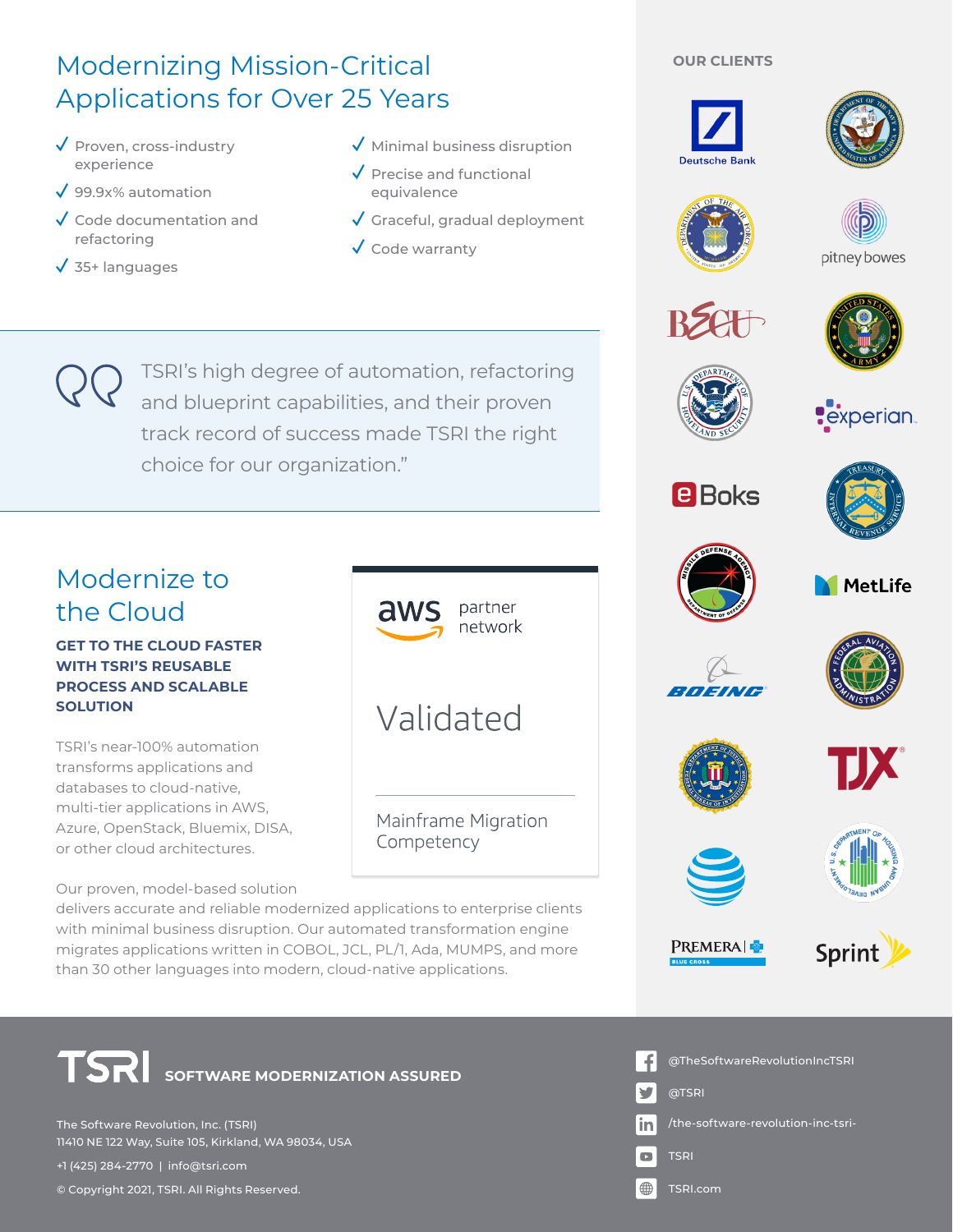# Modernizing Mission-Critical Applications for Over 25 Years

- ✓ Proven, cross-industry experience
- ✓ 99.9x% automation
- ✓ Code documentation and refactoring
- ✓ 35+ languages
- ✓ Minimal business disruption
- ✓ Precise and functional equivalence
- ✓ Graceful, gradual deployment
- ✓ Code warranty

> TSRI's high degree of automation, refactoring and blueprint capabilities, and their proven track record of success made TSRI the right choice for our organization."

## Modernize to the Cloud

**GET TO THE CLOUD FASTER WITH TSRI'S REUSABLE PROCESS AND SCALABLE SOLUTION**

TSRI's near-100% automation transforms applications and databases to cloud-native, multi-tier applications in AWS, Azure, OpenStack, Bluemix, DISA, or other cloud architectures.

aws partner network

Validated

Mainframe Migration Competency

Our proven, model-based solution delivers accurate and reliable modernized applications to enterprise clients with minimal business disruption. Our automated transformation engine migrates applications written in COBOL, JCL, PL/1, Ada, MUMPS, and more than 30 other languages into modern, cloud-native applications.

## OUR CLIENTS

Deutsche Bank, pitney bowes, BECU, experian, eBoks, MetLife, BOEING, TJX, PREMERA BLUE CROSS, Sprint

**TSRI** SOFTWARE MODERNIZATION ASSURED

The Software Revolution, Inc. (TSRI)
11410 NE 122 Way, Suite 105, Kirkland, WA 98034, USA

+1 (425) 284-2770 | info@tsri.com

© Copyright 2021, TSRI. All Rights Reserved.

- @TheSoftwareRevolutionIncTSRI
- @TSRI
- /the-software-revolution-inc-tsri-
- TSRI
- TSRI.com